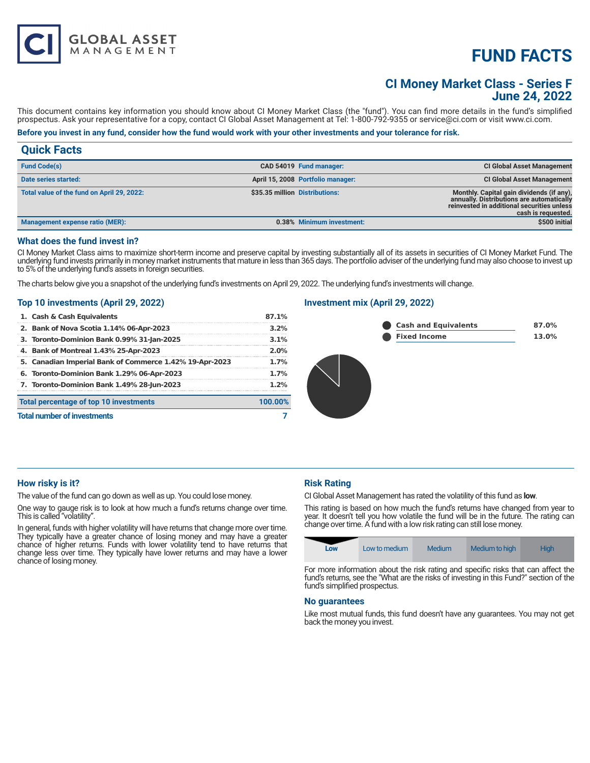CI GLOBAL ASSET MANAGEMENT

# FUND FACTS

## CI Money Market Class - Series F
## June 24, 2022

This document contains key information you should know about CI Money Market Class (the "fund"). You can find more details in the fund's simplified prospectus. Ask your representative for a copy, contact CI Global Asset Management at Tel: 1-800-792-9355 or service@ci.com or visit www.ci.com.

**Before you invest in any fund, consider how the fund would work with your other investments and your tolerance for risk.**

## Quick Facts

| | | | |
|---|---|---|---|
| **Fund Code(s)** | CAD 54019 | **Fund manager:** | CI Global Asset Management |
| **Date series started:** | April 15, 2008 | **Portfolio manager:** | CI Global Asset Management |
| **Total value of the fund on April 29, 2022:** | $35.35 million | **Distributions:** | Monthly. Capital gain dividends (if any), annually. Distributions are automatically reinvested in additional securities unless cash is requested. |
| **Management expense ratio (MER):** | 0.38% | **Minimum investment:** | $500 initial |

### What does the fund invest in?

CI Money Market Class aims to maximize short-term income and preserve capital by investing substantially all of its assets in securities of CI Money Market Fund. The underlying fund invests primarily in money market instruments that mature in less than 365 days. The portfolio adviser of the underlying fund may also choose to invest up to 5% of the underlying fund's assets in foreign securities.

The charts below give you a snapshot of the underlying fund's investments on April 29, 2022. The underlying fund's investments will change.

### Top 10 investments (April 29, 2022)

| | |
|---|---|
| 1. Cash & Cash Equivalents | 87.1% |
| 2. Bank of Nova Scotia 1.14% 06-Apr-2023 | 3.2% |
| 3. Toronto-Dominion Bank 0.99% 31-Jan-2025 | 3.1% |
| 4. Bank of Montreal 1.43% 25-Apr-2023 | 2.0% |
| 5. Canadian Imperial Bank of Commerce 1.42% 19-Apr-2023 | 1.7% |
| 6. Toronto-Dominion Bank 1.29% 06-Apr-2023 | 1.7% |
| 7. Toronto-Dominion Bank 1.49% 28-Jun-2023 | 1.2% |
| **Total percentage of top 10 investments** | **100.00%** |
| **Total number of investments** | **7** |

### Investment mix (April 29, 2022)

| | |
|---|---|
| Cash and Equivalents | 87.0% |
| Fixed Income | 13.0% |

### How risky is it?

The value of the fund can go down as well as up. You could lose money.

One way to gauge risk is to look at how much a fund's returns change over time. This is called "volatility".

In general, funds with higher volatility will have returns that change more over time. They typically have a greater chance of losing money and may have a greater chance of higher returns. Funds with lower volatility tend to have returns that change less over time. They typically have lower returns and may have a lower chance of losing money.

### Risk Rating

CI Global Asset Management has rated the volatility of this fund as **low**.

This rating is based on how much the fund's returns have changed from year to year. It doesn't tell you how volatile the fund will be in the future. The rating can change over time. A fund with a low risk rating can still lose money.

| **Low** | Low to medium | Medium | Medium to high | High |
|---|---|---|---|---|

For more information about the risk rating and specific risks that can affect the fund's returns, see the "What are the risks of investing in this Fund?" section of the fund's simplified prospectus.

### No guarantees

Like most mutual funds, this fund doesn't have any guarantees. You may not get back the money you invest.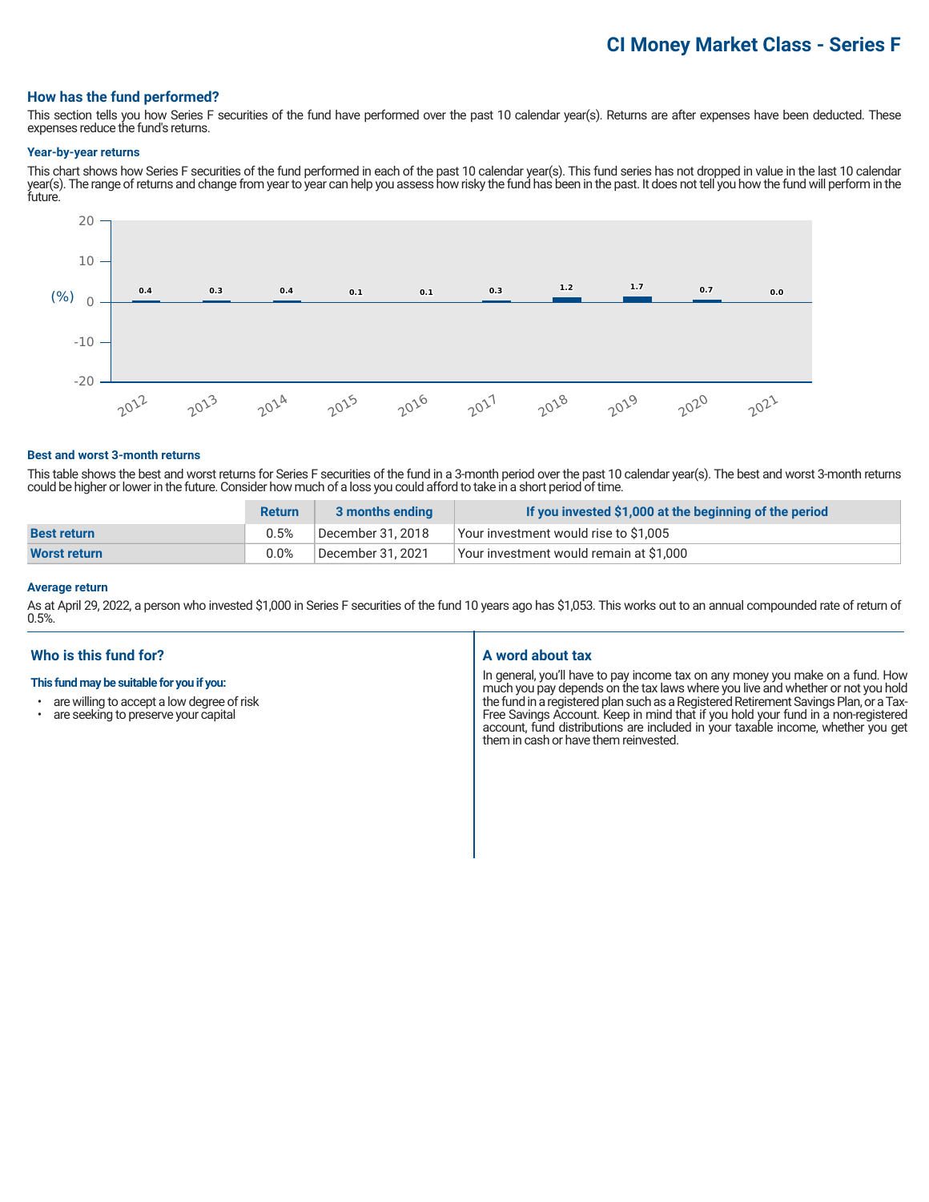# CI Money Market Class - Series F

## How has the fund performed?

This section tells you how Series F securities of the fund have performed over the past 10 calendar year(s). Returns are after expenses have been deducted. These expenses reduce the fund's returns.

### Year-by-year returns

This chart shows how Series F securities of the fund performed in each of the past 10 calendar year(s). This fund series has not dropped in value in the last 10 calendar year(s). The range of returns and change from year to year can help you assess how risky the fund has been in the past. It does not tell you how the fund will perform in the future.

| Year | 2012 | 2013 | 2014 | 2015 | 2016 | 2017 | 2018 | 2019 | 2020 | 2021 |
|---|---|---|---|---|---|---|---|---|---|---|
| (%) | 0.4 | 0.3 | 0.4 | 0.1 | 0.1 | 0.3 | 1.2 | 1.7 | 0.7 | 0.0 |

### Best and worst 3-month returns

This table shows the best and worst returns for Series F securities of the fund in a 3-month period over the past 10 calendar year(s). The best and worst 3-month returns could be higher or lower in the future. Consider how much of a loss you could afford to take in a short period of time.

| | Return | 3 months ending | If you invested $1,000 at the beginning of the period |
|---|---|---|---|
| **Best return** | 0.5% | December 31, 2018 | Your investment would rise to $1,005 |
| **Worst return** | 0.0% | December 31, 2021 | Your investment would remain at $1,000 |

### Average return

As at April 29, 2022, a person who invested $1,000 in Series F securities of the fund 10 years ago has $1,053. This works out to an annual compounded rate of return of 0.5%.

## Who is this fund for?

**This fund may be suitable for you if you:**

- are willing to accept a low degree of risk
- are seeking to preserve your capital

## A word about tax

In general, you'll have to pay income tax on any money you make on a fund. How much you pay depends on the tax laws where you live and whether or not you hold the fund in a registered plan such as a Registered Retirement Savings Plan, or a Tax-Free Savings Account. Keep in mind that if you hold your fund in a non-registered account, fund distributions are included in your taxable income, whether you get them in cash or have them reinvested.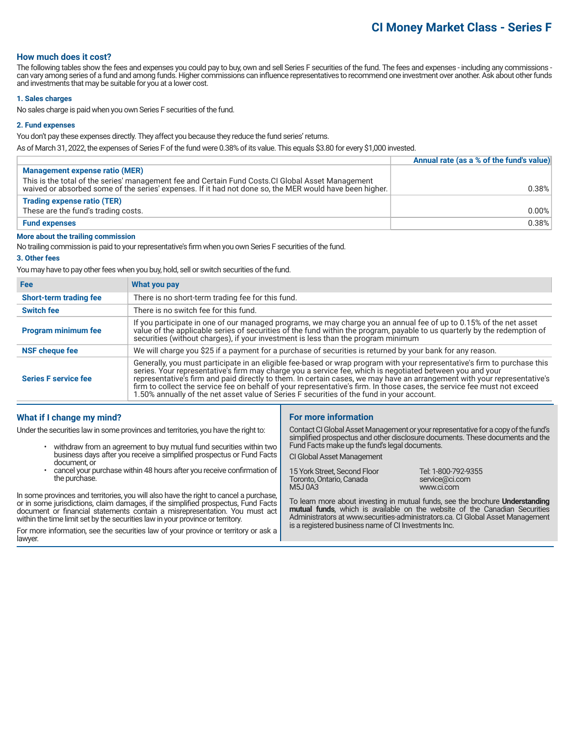# CI Money Market Class - Series F

## How much does it cost?

The following tables show the fees and expenses you could pay to buy, own and sell Series F securities of the fund. The fees and expenses - including any commissions - can vary among series of a fund and among funds. Higher commissions can influence representatives to recommend one investment over another. Ask about other funds and investments that may be suitable for you at a lower cost.

### 1. Sales charges

No sales charge is paid when you own Series F securities of the fund.

### 2. Fund expenses

You don't pay these expenses directly. They affect you because they reduce the fund series' returns.

As of March 31, 2022, the expenses of Series F of the fund were 0.38% of its value. This equals $3.80 for every $1,000 invested.

| | Annual rate (as a % of the fund's value) |
|---|---|
| **Management expense ratio (MER)**<br>This is the total of the series' management fee and Certain Fund Costs.CI Global Asset Management waived or absorbed some of the series' expenses. If it had not done so, the MER would have been higher. | 0.38% |
| **Trading expense ratio (TER)**<br>These are the fund's trading costs. | 0.00% |
| **Fund expenses** | 0.38% |

**More about the trailing commission**

No trailing commission is paid to your representative's firm when you own Series F securities of the fund.

### 3. Other fees

You may have to pay other fees when you buy, hold, sell or switch securities of the fund.

| Fee | What you pay |
|---|---|
| **Short-term trading fee** | There is no short-term trading fee for this fund. |
| **Switch fee** | There is no switch fee for this fund. |
| **Program minimum fee** | If you participate in one of our managed programs, we may charge you an annual fee of up to 0.15% of the net asset value of the applicable series of securities of the fund within the program, payable to us quarterly by the redemption of securities (without charges), if your investment is less than the program minimum |
| **NSF cheque fee** | We will charge you $25 if a payment for a purchase of securities is returned by your bank for any reason. |
| **Series F service fee** | Generally, you must participate in an eligible fee-based or wrap program with your representative's firm to purchase this series. Your representative's firm may charge you a service fee, which is negotiated between you and your representative's firm and paid directly to them. In certain cases, we may have an arrangement with your representative's firm to collect the service fee on behalf of your representative's firm. In those cases, the service fee must not exceed 1.50% annually of the net asset value of Series F securities of the fund in your account. |

## What if I change my mind?

Under the securities law in some provinces and territories, you have the right to:

- withdraw from an agreement to buy mutual fund securities within two business days after you receive a simplified prospectus or Fund Facts document, or
- cancel your purchase within 48 hours after you receive confirmation of the purchase.

In some provinces and territories, you will also have the right to cancel a purchase, or in some jurisdictions, claim damages, if the simplified prospectus, Fund Facts document or financial statements contain a misrepresentation. You must act within the time limit set by the securities law in your province or territory.

For more information, see the securities law of your province or territory or ask a lawyer.

## For more information

Contact CI Global Asset Management or your representative for a copy of the fund's simplified prospectus and other disclosure documents. These documents and the Fund Facts make up the fund's legal documents.

CI Global Asset Management

15 York Street, Second Floor
Toronto, Ontario, Canada
M5J 0A3

Tel: 1-800-792-9355
service@ci.com
www.ci.com

To learn more about investing in mutual funds, see the brochure **Understanding mutual funds**, which is available on the website of the Canadian Securities Administrators at www.securities-administrators.ca. CI Global Asset Management is a registered business name of CI Investments Inc.